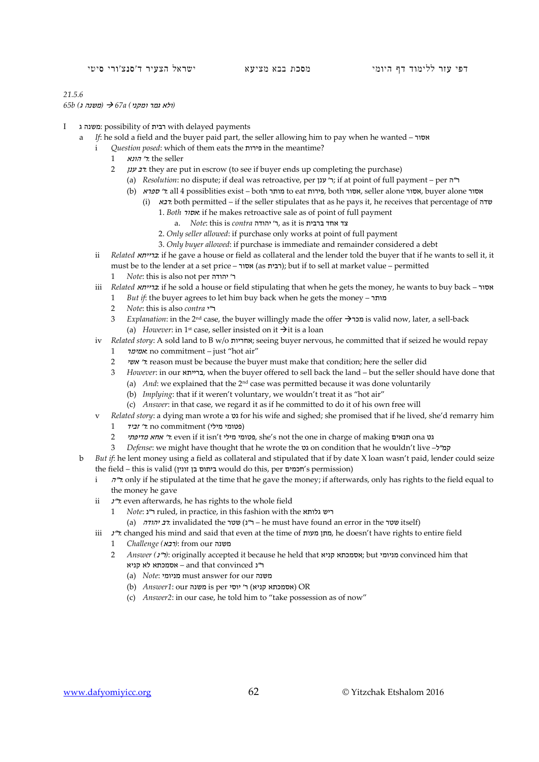*21.5.6*

*65b (משנה ג) → 67a (ולא גמר ומקני)*

- I משנה ג: possibility of רבית with delayed payments
  - a *If*: he sold a field and the buyer paid part, the seller allowing him to pay when he wanted – אסור
    - i *Question posed*: which of them eats the פירות in the meantime?
      - 1 *ר' הונא*: the seller
      - 2 *רב ענן*: they are put in escrow (to see if buyer ends up completing the purchase)
        - (a) *Resolution*: no dispute; if deal was retroactive, per ר' ענן; if at point of full payment – per ר"ה
        - (b) *ר' ספרא*: all 4 possiblities exist – both מותר to eat פירות, both אסור, seller alone אסור, buyer alone אסור
          - (i) *רבא*: both permitted – if the seller stipulates that as he pays it, he receives that percentage of שדה
            - 1. *Both אסור*: if he makes retroactive sale as of point of full payment
              - a. *Note*: this is *contra* ר' יהודה, as it is צד אחד ברבית
            - 2. *Only seller allowed*: if purchase only works at point of full payment
            - 3. *Only buyer allowed*: if purchase is immediate and remainder considered a debt
    - ii *Related ברייתא*: if he gave a house or field as collateral and the lender told the buyer that if he wants to sell it, it must be to the lender at a set price – אסור (as רבית); but if to sell at market value – permitted
      - 1 *Note*: this is also not per ר' יהודה
    - iii *Related ברייתא*: if he sold a house or field stipulating that when he gets the money, he wants to buy back – אסור
      - 1 *But if*: the buyer agrees to let him buy back when he gets the money – מותר
      - 2 *Note*: this is also *contra* ר"י
      - 3 *Explanation*: in the 2nd case, the buyer willingly made the offer →מכר is valid now, later, a sell-back
        - (a) *However*: in 1st case, seller insisted on it →it is a loan
    - iv *Related story*: A sold land to B w/o אחריות; seeing buyer nervous, he committed that if seized he would repay
      - 1 *אמימר*: no commitment – just "hot air"
      - 2 *ר' אשי*: reason must be because the buyer must make that condition; here the seller did
      - 3 *However*: in our ברייתא, when the buyer offered to sell back the land – but the seller should have done that
        - (a) *And*: we explained that the 2nd case was permitted because it was done voluntarily
        - (b) *Implying*: that if it weren't voluntary, we wouldn't treat it as "hot air"
        - (c) *Answer*: in that case, we regard it as if he committed to do it of his own free will
    - v *Related story*: a dying man wrote a גט for his wife and sighed; she promised that if he lived, she'd remarry him
      - 1 *ר' זביד*: no commitment (פטומי מילי)
      - 2 *ר' אחא מדיפתי*: even if it isn't פטומי מילי, she's not the one in charge of making תנאים ona גט
      - 3 *Defense*: we might have thought that he wrote the גט on condition that he wouldn't live –קמ"ל
  - b *But if*: he lent money using a field as collateral and stipulated that if by date X loan wasn't paid, lender could seize the field – this is valid (ביתוס בן זונין would do this, per חכמים's permission)
    - i *ר"ה*: only if he stipulated at the time that he gave the money; if afterwards, only has rights to the field equal to the money he gave
    - ii *ר"נ*: even afterwards, he has rights to the whole field
      - 1 *Note*: ר"נ ruled, in practice, in this fashion with the ריש גלותא
        - (a) *רב יהודה*: invalidated the שטר (ר"נ) – he must have found an error in the שטר itself)
    - iii *ר"נ*: changed his mind and said that even at the time of מתן מעות, he doesn't have rights to entire field
      - 1 *Challenge (רבא)*: from our משנה
      - 2 *Answer (ר"נ)*: originally accepted it because he held that אסמכתא קניא; but מניומי convinced him that אסמכתא לא קניא – and that convinced ר"נ
        - (a) *Note*: מניומי must answer for our משנה
        - (b) *Answer1*: our משנה is per ר' יוסי (אסמכתא קניא) OR
        - (c) *Answer2*: in our case, he told him to "take possession as of now"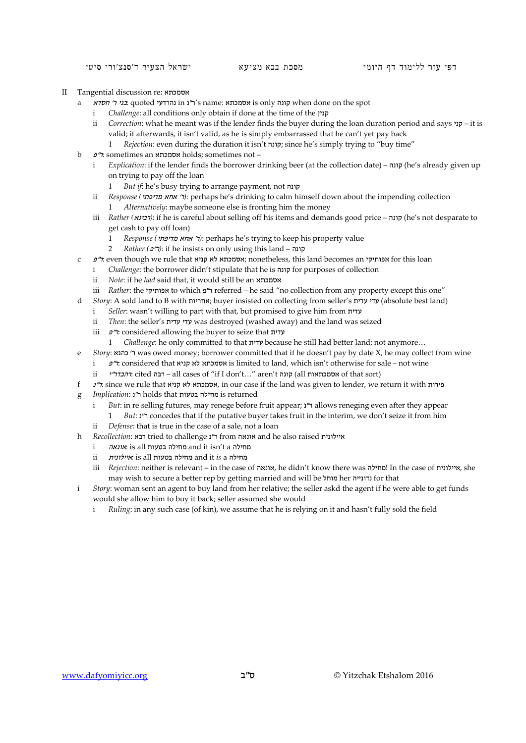- II Tangential discussion re: אסמכתא
  - a *בני ר' חסדא*: quoted נהרדעי in ר"נ's name: אסמכתא is only קונה when done on the spot
    - i *Challenge*: all conditions only obtain if done at the time of the קנין
    - ii *Correction*: what he meant was if the lender finds the buyer during the loan duration period and says קני – it is valid; if afterwards, it isn't valid, as he is simply embarrassed that he can't yet pay back
      - 1 *Rejection*: even during the duration it isn't קונה; since he's simply trying to "buy time"
  - b *ר"פ*: sometimes an אסמכתא holds; sometimes not –
    - i *Explication*: if the lender finds the borrower drinking beer (at the collection date) – קונה (he's already given up on trying to pay off the loan
      - 1 *But if*: he's busy trying to arrange payment, not קונה
    - ii *Response (ר' אחא מדיפתי)*: perhaps he's drinking to calm himself down about the impending collection
      - 1 *Alternatively*: maybe someone else is fronting him the money
    - iii *Rather (רבינא)*: if he is careful about selling off his items and demands good price – קונה (he's not desparate to get cash to pay off loan)
      - 1 *Response (ר' אחא מדיפתי)*: perhaps he's trying to keep his property value
      - 2 *Rather (ר"פ)*: if he insists on only using this land – קונה
  - c *ר"פ*: even though we rule that אסמכתא לא קניא; nonetheless, this land becomes an אפותיקי for this loan
    - i *Challenge*: the borrower didn't stipulate that he is קונה for purposes of collection
    - ii *Note*: if he *had* said that, it would still be an אסמכתא
    - iii *Rather*: the אפותיקי to which ר"פ referred – he said "no collection from any property except this one"
  - d *Story*: A sold land to B with אחריות; buyer insisted on collecting from seller's עדי עדית (absolute best land)
    - i *Seller*: wasn't willing to part with that, but promised to give him from עדית
    - ii *Then*: the seller's עדי עדית was destroyed (washed away) and the land was seized
    - iii *ר"פ*: considered allowing the buyer to seize that עדית
      - 1 *Challenge*: he only committed to that עדית because he still had better land; not anymore…
  - e *Story*: ר' כהנא was owed money; borrower committed that if he doesn't pay by date X, he may collect from wine
    - i *ר"פ*: considered that אסמכתא לא קניא is limited to land, which isn't otherwise for sale – not wine
    - ii *ר"הבדר"י*: cited רבה – all cases of "if I don't…" aren't קונה (all אסמכתאות of that sort)
  - f *ר"נ*: since we rule that אסמכתא לא קניא, in our case if the land was given to lender, we return it with פירות
  - g *Implication*: ר"נ holds that מחילה בטעות is returned
    - i *But*: in re selling futures, may renege before fruit appear; ר"נ allows reneging even after they appear
      - 1 *But*: ר"נ concedes that if the putative buyer takes fruit in the interim, we don't seize it from him
    - ii *Defense*: that is true in the case of a sale, not a loan
  - h *Recollection*: רבא tried to challenge ר"נ from אונאה and he also raised איילונית
    - i *אונאה*: is all מחילה בטעות and it isn't a מחילה
    - ii *איילונית*: is all מחילה בטעות and it *is* a מחילה
    - iii *Rejection*: neither is relevant – in the case of אונאה, he didn't know there was מחילה! In the case of איילונית, she may wish to secure a better rep by getting married and will be מוחל her נדונייה for that
  - i *Story*: woman sent an agent to buy land from her relative; the seller askd the agent if he were able to get funds would she allow him to buy it back; seller assumed she would
    - i *Ruling*: in any such case (of kin), we assume that he is relying on it and hasn't fully sold the field